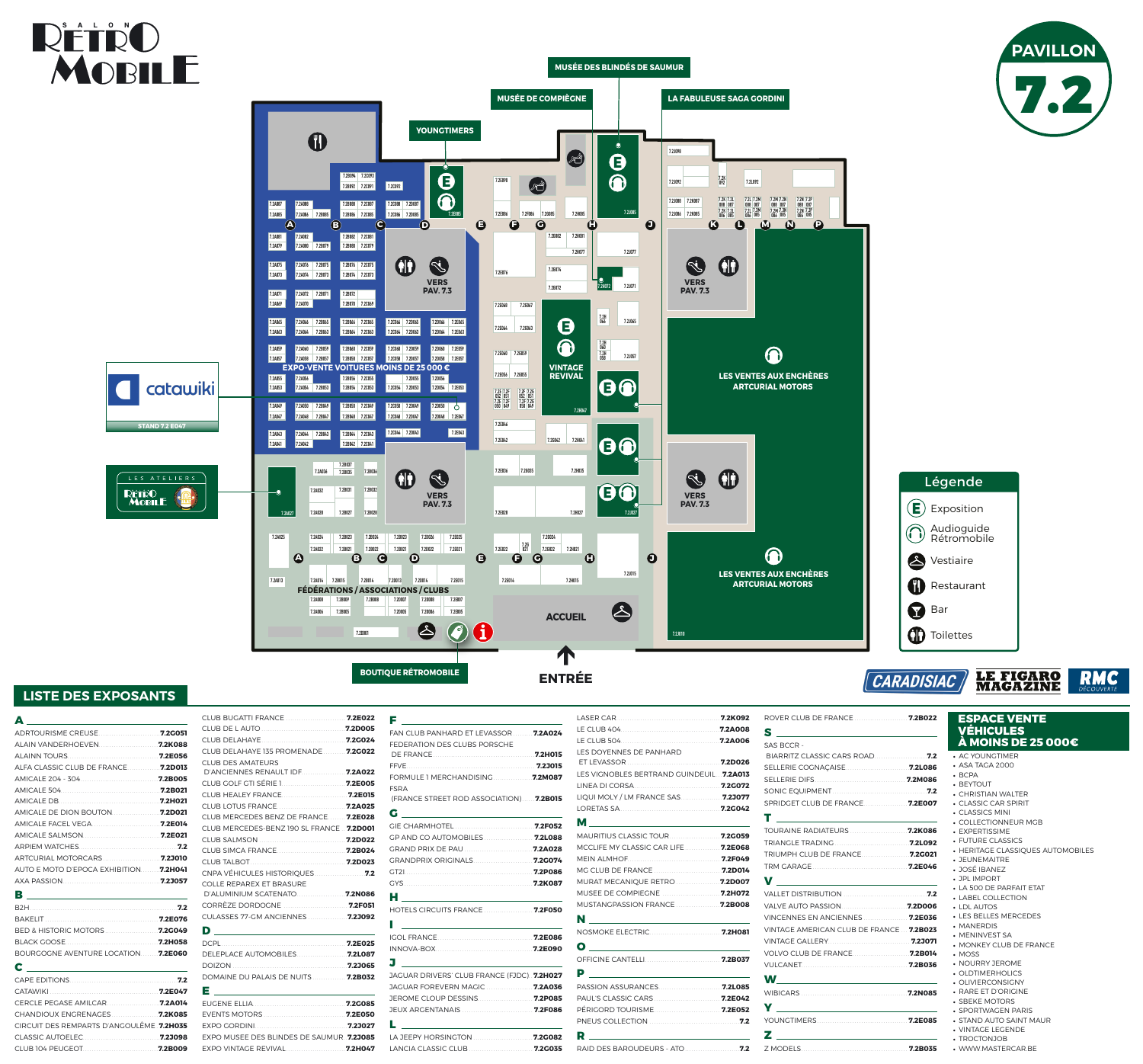# SALON RETRO MOBILE

## PAVILLON 7.2

MUSÉE DES BLINDÉS DE SAUMUR

MUSÉE DE COMPIÈGNE

LA FABULEUSE SAGA GORDINI

YOUNGTIMERS

EXPO-VENTE VOITURES MOINS DE 25 000 €

VERS PAV. 7.3

VINTAGE REVIVAL

LES VENTES AUX ENCHÈRES ARTCURIAL MOTORS

catawiki — STAND 7.2 E047

LES ATELIERS RETRO MOBILE

FÉDÉRATIONS / ASSOCIATIONS / CLUBS

ACCUEIL

BOUTIQUE RÉTROMOBILE

ENTRÉE

### Légende

- Exposition
- Audioguide Rétromobile
- Vestiaire
- Restaurant
- Bar
- Toilettes

CARADISIAC — LE FIGARO MAGAZINE — RMC DÉCOUVERTE

## LISTE DES EXPOSANTS

### A
- ADRTOURISME CREUSE ..... 7.2G051
- ALAIN VANDERHOEVEN ..... 7.2K088
- ALAINN TOURS ..... 7.2E056
- ALFA CLASSIC CLUB DE FRANCE ..... 7.2D013
- AMICALE 204 - 304 ..... 7.2B005
- AMICALE 504 ..... 7.2B021
- AMICALE DB ..... 7.2H021
- AMICALE DE DION BOUTON ..... 7.2D021
- AMICALE FACEL VEGA ..... 7.2E014
- AMICALE SALMSON ..... 7.2E021
- ARPIEM WATCHES ..... 7.2
- ARTCURIAL MOTORCARS ..... 7.2J010
- AUTO E MOTO D'EPOCA EXHIBITION ..... 7.2H041
- AXA PASSION ..... 7.2J057

### B
- B2H ..... 7.2
- BAKELIT ..... 7.2E076
- BED & HISTORIC MOTORS ..... 7.2G049
- BLACK GOOSE ..... 7.2H058
- BOURGOGNE AVENTURE LOCATION ..... 7.2E060

### C
- CAPE EDITIONS ..... 7.2
- CATAWIKI ..... 7.2E047
- CERCLE PEGASE AMILCAR ..... 7.2A014
- CHANDIOUX ENGRENAGES ..... 7.2K085
- CIRCUIT DES REMPARTS D'ANGOULÊME ..... 7.2H035
- CLASSIC AUTOELEC ..... 7.2J098
- CLUB 104 PEUGEOT ..... 7.2B009
- CLUB BUGATTI FRANCE ..... 7.2E022
- CLUB DE L AUTO ..... 7.2D005
- CLUB DELAHAYE ..... 7.2G024
- CLUB DELAHAYE 135 PROMENADE ..... 7.2G022
- CLUB DES AMATEURS D'ANCIENNES RENAULT IDF ..... 7.2A022
- CLUB GOLF GTI SÉRIE 1 ..... 7.2E005
- CLUB HEALEY FRANCE ..... 7.2E015
- CLUB LOTUS FRANCE ..... 7.2A025
- CLUB MERCEDES BENZ DE FRANCE ..... 7.2E028
- CLUB MERCEDES-BENZ 190 SL FRANCE ..... 7.2D001
- CLUB SALMSON ..... 7.2D022
- CLUB SIMCA FRANCE ..... 7.2B024
- CLUB TALBOT ..... 7.2D023
- CNPA VÉHICULES HISTORIQUES ..... 7.2
- COLLE REPAREX ET BRASURE D'ALUMINIUM SCATENATO ..... 7.2N086
- CORRÈZE DORDOGNE ..... 7.2F051
- CULASSES 77-GM ANCIENNES ..... 7.2J092

### D
- DCPL ..... 7.2E025
- DELEPLACE AUTOMOBILES ..... 7.2L087
- DOIZON ..... 7.2J065
- DOMAINE DU PALAIS DE NUITS ..... 7.2B032

### E
- EUGENE ELLIA ..... 7.2G085
- EVENTS MOTORS ..... 7.2E050
- EXPO GORDINI ..... 7.2J027
- EXPO MUSEE DES BLINDES DE SAUMUR ..... 7.2J085
- EXPO VINTAGE REVIVAL ..... 7.2H047

### F
- FAN CLUB RENAULT ET LEVASSOR ..... 7.2A024
- FEDERATION DES CLUBS PORSCHE DE FRANCE ..... 7.2H015
- FFVE ..... 7.2J015
- FORMULE 1 MERCHANDISING ..... 7.2M087
- FSRA (FRANCE STREET ROD ASSOCIATION) ..... 7.2B015

### G
- GIE CHARMHOTEL ..... 7.2F052
- GP AND CO AUTOMOBILES ..... 7.2L088
- GRAND PRIX DE PAU ..... 7.2A028
- GRANDPRIX ORIGINALS ..... 7.2G074
- GT2I ..... 7.2P086
- GYS ..... 7.2K087

### H
- HOTELS CIRCUITS FRANCE ..... 7.2F050

### I
- IGOL FRANCE ..... 7.2E086
- INNOVA-BOX ..... 7.2E090

### J
- JAGUAR DRIVERS' CLUB FRANCE (FJDC) ..... 7.2H027
- JAGUAR FOREVERN MAGIC ..... 7.2A036
- JEROME CLOUP DESSINS ..... 7.2P085
- JEUX ARGENTANAIS ..... 7.2F086

### L
- LA JEEPY HORSINGTON ..... 7.2G082
- LANCIA CLASSIC CLUB ..... 7.2G035
- LASER CAR ..... 7.2K092
- LE CLUB 404 ..... 7.2A008
- LE CLUB 504 ..... 7.2A006
- LES DOYENNES DE PANHARD ET LEVASSOR ..... 7.2D026
- LES VIGNOBLES BERTRAND GUINDEUIL ..... 7.2A013
- LINEA DI CORSA ..... 7.2G072
- LIQUI MOLY / LM FRANCE SAS ..... 7.2J077
- LORETAS SA ..... 7.2G042

### M
- MAURITIUS CLASSIC TOUR ..... 7.2G059
- MCCLIFE MY CLASSIC CAR LIFE ..... 7.2E068
- MEIN ALMHOF ..... 7.2F049
- MG CLUB DE FRANCE ..... 7.2D014
- MURAT MECANIQUE RETRO ..... 7.2D007
- MUSEE DE COMPIEGNE ..... 7.2H072
- MUSTANGPASSION FRANCE ..... 7.2B008

### N
- NOSMOKE ELECTRIC ..... 7.2H081

### O
- OFFICINE CANTELLI ..... 7.2B037

### P
- PASSION ASSURANCES ..... 7.2L085
- PAUL'S CLASSIC CARS ..... 7.2E042
- PÉRIGORD TOURISME ..... 7.2E052
- PNEUS COLLECTION ..... 7.2

### R
- RAID DES BAROUDEURS - ATO ..... 7.2
- ROVER CLUB DE FRANCE ..... 7.2B022

### S
- SAS BCCR - BIARRITZ CLASSIC CARS ROAD ..... 7.2
- SELLERIE COGNAÇAISE ..... 7.2L086
- SELLERIE DIFS ..... 7.2M086
- SONIC EQUIPMENT ..... 7.2
- SPRIDGET CLUB DE FRANCE ..... 7.2E007

### T
- TOURAINE RADIATEURS ..... 7.2K086
- TRIANGLE TRADING ..... 7.2L092
- TRIUMPH CLUB DE FRANCE ..... 7.2G021
- TRM GARAGE ..... 7.2E046

### V
- VALLET DISTRIBUTION ..... 7.2
- VALVE AUTO PASSION ..... 7.2D006
- VINCENNES EN ANCIENNES ..... 7.2E036
- VINTAGE AMERICAN CLUB DE FRANCE ..... 7.2B023
- VINTAGE GALLERY ..... 7.2J071
- VOLVO CLUB DE FRANCE ..... 7.2B014
- VULCANET ..... 7.2B036

### W
- WIBICARS ..... 7.2N085

### Y
- YOUNGTIMERS ..... 7.2E085

### Z
- Z MODELS ..... 7.2B035

## ESPACE VENTE VÉHICULES À MOINS DE 25 000€

- AC YOUNGTIMER
- ASA TAGA 2000
- BCPA
- BEYTOUT
- CHRISTIAN WALTER
- CLASSIC CAR SPIRIT
- CLASSICS MINI
- COLLECTIONNEUR MGB
- EXPERTISSIME
- FUTURE CLASSICS
- HERITAGE CLASSIQUES AUTOMOBILES
- JEUNEMAITRE
- JOSÉ IBANEZ
- JPL IMPORT
- LA 500 DE PARFAIT ETAT
- LABEL COLLECTION
- LDL AUTOS
- LES BELLES MERCEDES
- MANERDIS
- MENINVEST SA
- MONKEY CLUB DE FRANCE
- MOSS
- NOURRY JEROME
- OLDTIMERHOLICS
- OLIVIERCONSCIENCY
- RARE ET D'ORIGINE
- SBEKE MOTORS
- SPORTWAGEN PARIS
- STAND AUTO SAINT MAUR
- VINTAGE LEGENDE
- TROCTONJOB
- WWW.MASTERCAR.BE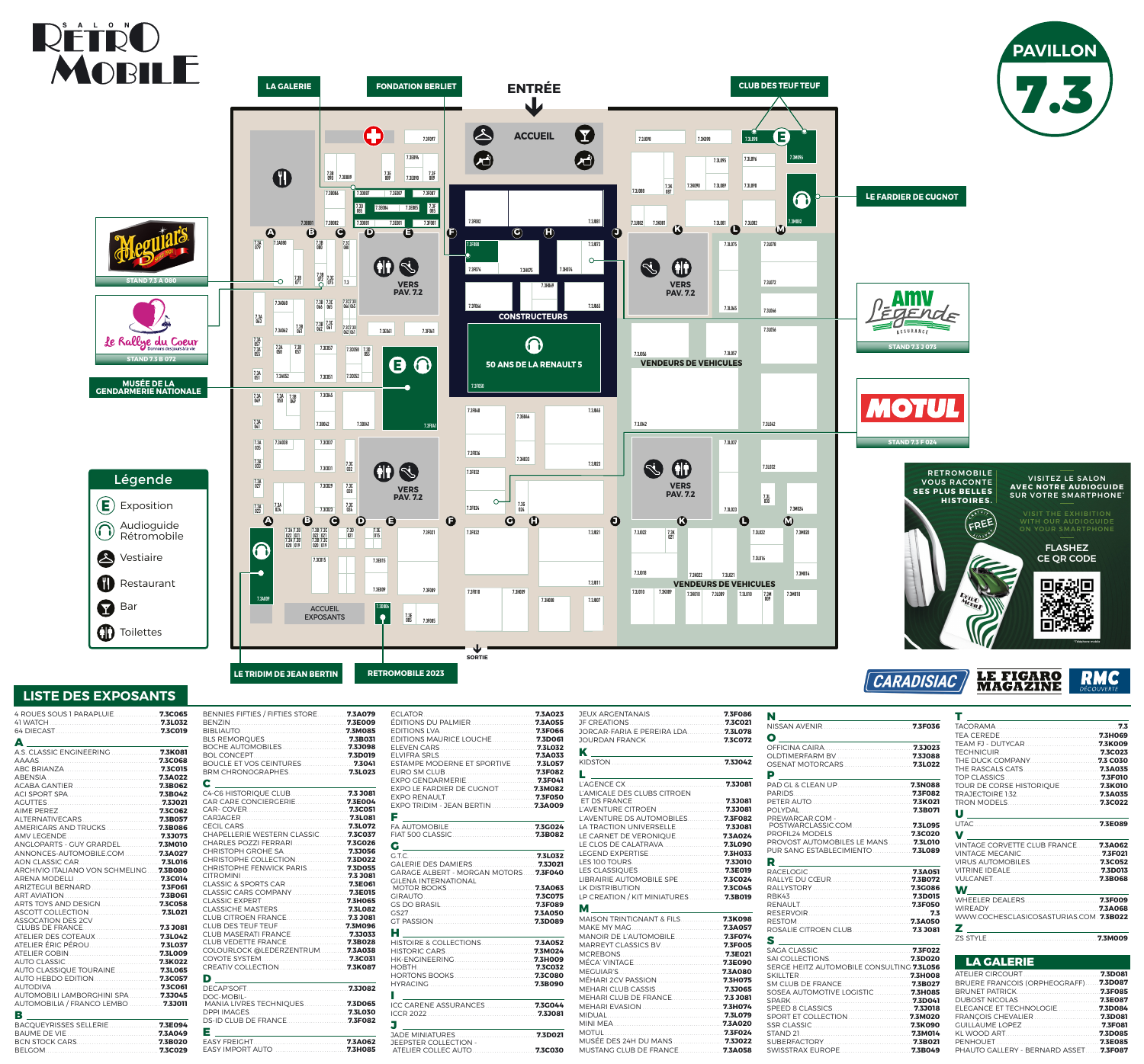# SALON RÉTROMOBILE

# PAVILLON 7.3

LA GALERIE — FONDATION BERLIET — ENTRÉE — CLUB DES TEUF TEUF

ACCUEIL

CONSTRUCTEURS

50 ANS DE LA RENAULT 5

VENDEURS DE VEHICULES

VERS PAV. 7.2

LE FARDIER DE CUGNOT

STAND 7.3 A 080

STAND 7.3 B 072

MUSÉE DE LA GENDARMERIE NATIONALE

STAND 7.3 J 073

STAND 7.3 F 024

ACCUEIL EXPOSANTS

SORTIE

LE TRIDIM DE JEAN BERTIN

RETROMOBILE 2023

## Légende

- E — Exposition
- Audioguide Rétromobile
- Vestiaire
- Restaurant
- Bar
- Toilettes

RETROMOBILE VOUS RACONTE SES PLUS BELLES HISTOIRES.

VISITEZ LE SALON AVEC NOTRE AUDIOGUIDE SUR VOTRE SMARTPHONE*

VISIT THE EXHIBITION WITH OUR AUDIOGUIDE ON YOUR SMARTPHONE

FREE

FLASHEZ CE QR CODE

*Téléphone mobile

CARADISIAC — LE FIGARO MAGAZINE — RMC DÉCOUVERTE

## LISTE DES EXPOSANTS

| | |
|---|---|
| 4 ROUES SOUS 1 PARAPLUIE | 7.3C065 |
| 41 WATCH | 7.3L032 |
| 64 DIECAST | 7.3C019 |
| **A** | |
| A.S. CLASSIC ENGINEERING | 7.3K081 |
| AAAAS | 7.3C068 |
| ABC BRIANZA | 7.3C015 |
| ABENSIA | 7.3A022 |
| ACABA GANTIER | 7.3B062 |
| ACI SPORT SPA | 7.3B042 |
| ACUTTES | 7.3J021 |
| AIME PEREZ | 7.3C062 |
| ALTERNATIVECARS | 7.3B057 |
| AMERICARS AND TRUCKS | 7.3B086 |
| AMV LEGENDE | 7.3J073 |
| ANGLOPARTS - GUY GRARDEL | 7.3M010 |
| ANNONCES-AUTOMOBILE.COM | 7.3A027 |
| AON CLASSIC CAR | 7.3L016 |
| ARCHIVIO ITALIANO VON SCHMELING | 7.3B080 |
| ARENA MODELLI | 7.3C014 |
| ARIZTEGUI BERNARD | 7.3F061 |
| ART AVIATION | 7.3B061 |
| ARTS TOYS AND DESIGN | 7.3C058 |
| ASCOTT COLLECTION | 7.3L021 |
| ASSOCATION DES 2CV CLUBS DE FRANCE | 7.3 J081 |
| ATELIER DES COTEAUX | 7.3L042 |
| ATELIER ÉRIC PÉROU | 7.3L037 |
| ATELIER GOBIN | 7.3L009 |
| AUTO CLASSIQUE | 7.3K022 |
| AUTO CLASSIQUE TOURAINE | 7.3L065 |
| AUTO HEBDO EDITION | 7.3C057 |
| AUTODIVA | 7.3C061 |
| AUTOMOBILI LAMBORGHINI SPA | 7.3J045 |
| AUTOMOBILIA / FRANCO LEMBO | 7.3J011 |
| **B** | |
| BACQUEYRISSES SELLERIE | 7.3E094 |
| BAUME DE VIE | 7.3A049 |
| BCN STOCK CARS | 7.3B020 |
| BELCOM | 7.3C029 |
| BENNIES FIFTIES / FIFTIES STORE | 7.3A079 |
| BENZIN | 7.3E009 |
| BIBLIAUTO | 7.3M085 |
| BLS REMORQUES | 7.3B031 |
| BOCHE AUTOMOBILES | 7.3J098 |
| BOL CONCEPT | 7.3D019 |
| BOUCLE ET VOS CEINTURES | 7.3041 |
| BRM CHRONOGRAPHES | 7.3L023 |
| **C** | |
| C4-C6 HISTORIQUE CLUB | 7.3 J081 |
| CAR CARE CONCIERGERIE | 7.3E004 |
| CAR- COVER | 7.3C031 |
| CARJAGER | 7.3L081 |
| CECIL CARS | 7.3L072 |
| CHAPELLERIE WESTERN CLASSIC | 7.3C037 |
| CHARLES POZZI FERRARI | 7.3G026 |
| CHRISTOPH GROHE SA | 7.3J056 |
| CHRISTOPHE COLLECTION | 7.3D022 |
| CHRISTOPHE FENWICK PARIS | 7.3D055 |
| CITROMILI | 7.3 J081 |
| CLASSIC & SPORTS CAR | 7.3E061 |
| CLASSIC CARS COMPANY | 7.3E015 |
| CLASSIC EXPERT | 7.3H065 |
| CLASSICHE MASTERS | 7.3L082 |
| CLUB CITROEN FRANCE | 7.3 J081 |
| CLUB DES TEUF TEUF | 7.3M096 |
| CLUB MASERATI FRANCE | 7.3J033 |
| CLUB VEDETTE FRANCE | 7.3B028 |
| COLOURLOCK @LEDERZENTRUM | 7.3A038 |
| COYOTE SYSTEM | 7.3C031 |
| CREATIV COLLECTION | 7.3K087 |
| **D** | |
| DECAP'SOFT | 7.3J082 |
| DOC-MOBIL-MANIA LIVRES TECHNIQUES | 7.3D065 |
| DPPI IMAGES | 7.3L030 |
| DS-ID CLUB DE FRANCE | 7.3F082 |
| **E** | |
| EASY FREIGHT | 7.3A062 |
| EASY IMPORT AUTO | 7.3H085 |
| ECLATOR | 7.3A023 |
| ÉDITIONS DU PALMIER | 7.3A055 |
| EDITIONS LVA | 7.3F066 |
| EDITIONS MAURICE LOUCHE | 7.3D061 |
| ELEVEN CARS | 7.3L032 |
| ELVIFRA SRLS | 7.3A033 |
| ESTAMPE MODERNE ET SPORTIVE | 7.3L057 |
| EURO SM CLUB | 7.3F082 |
| EXPO GENDARMERIE | 7.3F041 |
| EXPO LE FARDIER DE CUGNOT | 7.3M082 |
| EXPO RENAULT | 7.3F050 |
| EXPO TRIDIM - JEAN BERTIN | 7.3A009 |
| **F** | |
| FA AUTOMOBILE | 7.3G024 |
| FIAT 500 CLASSIC | 7.3B082 |
| **G** | |
| G.T.C | 7.3L032 |
| GALERIE DES DAMIERS | 7.3J021 |
| GARAGE ALBERT - MORGAN MOTORS | 7.3F040 |
| GILENA INTERNATIONAL MOTOR BOOKS | 7.3A063 |
| GIRAUTO | 7.3C075 |
| GS DO BRASIL | 7.3F089 |
| GS27 | 7.3A050 |
| GT PASSION | 7.3D089 |
| **H** | |
| HISTOIRE & COLLECTIONS | 7.3A052 |
| HISTORIC CARS | 7.3M024 |
| HK-ENGINEERING | 7.3H009 |
| HOBTH | 7.3C032 |
| HORTONS BOOKS | 7.3C080 |
| HYRACING | 7.3B090 |
| **I** | |
| ICC CARENE ASSURANCES | 7.3G044 |
| ICCR 2022 | 7.3J081 |
| **J** | |
| JADE MINIATURES | 7.3D021 |
| JEEPSTER COLLECTION - ATELIER COLLEC AUTO | 7.3C030 |
| JEUX ARGENTANAIS | 7.3F086 |
| JF CREATIONS | 7.3C021 |
| JORCAR-FARIA E PEREIRA LDA | 7.3L078 |
| JOURDAN FRANCK | 7.3C072 |
| **K** | |
| KIDSTON | 7.3J042 |
| **L** | |
| L'AGENCE CX | 7.3J081 |
| L'AMICALE DES CLUBS CITROEN ET DS FRANCE | 7.3J081 |
| L'AVENTURE CITROEN | 7.3J081 |
| L'AVENTURE DES AUTOMOBILES | 7.3F082 |
| LA TRACTION UNIVERSELLE | 7.3J081 |
| LE CARNET DE VERONIQUE | 7.3A024 |
| LE CLOS DE CALATRAVA | 7.3L090 |
| LEGEND EXPERTISE | 7.3H033 |
| LES 100 TOURS | 7.3J010 |
| LES CLASSIQUES | 7.3E019 |
| LIBRAIRIE AUTOMOBILE SPE | 7.3C024 |
| LK DISTRIBUTION | 7.3C045 |
| LP CREATION / KIT MINIATURES | 7.3B019 |
| **M** | |
| MAISON TRINTIGNANT & FILS | 7.3K098 |
| MAKE MY MAG | 7.3A057 |
| MANOIR DE L'AUTOMOBILE | 7.3F074 |
| MARREYT CLASSICS BV | 7.3F005 |
| MCREBONS | 7.3E021 |
| MÉCA' VINTAGE | 7.3E090 |
| MEGUIAR'S | 7.3A080 |
| MÉHARI 2CV PASSION | 7.3H075 |
| MEHARI CLUB CASSIS | 7.3J065 |
| MEHARI CLUB DE FRANCE | 7.3 J081 |
| MEHARI EVASION | 7.3H074 |
| MIDUAL | 7.3L079 |
| MINI MEA | 7.3A020 |
| MOTUL | 7.3F024 |
| MUSÉE DES 24H DU MANS | 7.3J022 |
| MUSTANG CLUB DE FRANCE | 7.3A058 |
| **N** | |
| NISSAN AVENIR | 7.3F036 |
| **O** | |
| OFFICINA CAIRA | 7.3J023 |
| OLDTIMERFARM BV | 7.3J088 |
| OSENAT MOTORCARS | 7.3L022 |
| **P** | |
| PAD GL & CLEAN UP | 7.3N088 |
| PARIDS | 7.3F082 |
| PETER AUTO | 7.3K021 |
| POLYDAL | 7.3B071 |
| PREWARCAR.COM - POSTWARCLASSIC.COM | 7.3L095 |
| PROFIL24 MODELS | 7.3C020 |
| PROVOST AUTOMOBILES LE MANS | 7.3L010 |
| PUR SANG ESTABLECIMIENTO | 7.3L089 |
| **R** | |
| RACELOGIC | 7.3A051 |
| RALLYE DU CŒUR | 7.3B072 |
| RALLYSTORY | 7.3G086 |
| RBK43 | 7.3D015 |
| RENAULT | 7.3F050 |
| RESERVOIR | 7.3 |
| RESTOM | 7.3A050 |
| ROSALIE CITROEN CLUB | 7.3 J081 |
| **S** | |
| SAGA CLASSIC | 7.3F022 |
| SAI COLLECTIONS | 7.3D020 |
| SERGE HEITZ AUTOMOBILE CONSULTING | 7.3L056 |
| SKILLTER | 7.3H008 |
| SM CLUB DE FRANCE | 7.3B027 |
| SOSEA AUTOMOTIVE LOGISTIC | 7.3H085 |
| SPARK | 7.3D041 |
| SPEED 8 CLASSICS | 7.3J018 |
| SPORT ET COLLECTION | 7.3M020 |
| SSR CLASSIC | 7.3K090 |
| STAND 21 | 7.3M014 |
| SUBERFACTORY | 7.3B021 |
| SWISSTRAX EUROPE | 7.3B049 |
| **T** | |
| TACORAMA | 7.3 |
| TEA CEREDE | 7.3H069 |
| TEAM FJ - DUTYCAR | 7.3K009 |
| TECHNICUIR | 7.3C023 |
| THE DUCK COMPANY | 7.3 C030 |
| THE RASCALS CATS | 7.3A035 |
| TOP CLASSICS | 7.3F010 |
| TOUR DE CORSE HISTORIQUE | 7.3K010 |
| TRAJECTOIRE 132 | 7.3A035 |
| TRON MODELS | 7.3C022 |
| **U** | |
| UTAC | 7.3E089 |
| **V** | |
| VINTAGE CORVETTE CLUB FRANCE | 7.3A062 |
| VINTAGE MECANIC | 7.3F021 |
| VIRUS AUTOMOBILES | 7.3C052 |
| VITRINE IDEALE | 7.3D013 |
| VULCANET | 7.3B068 |
| **W** | |
| WHEELER DEALERS | 7.3F009 |
| WIREADY | 7.3A068 |
| WWW.COCHESCLASICOSASTURIAS.COM | 7.3B022 |
| **Z** | |
| ZS STYLE | 7.3M009 |

## LA GALERIE

| | |
|---|---|
| ATELIER CIRCOURT | 7.3D081 |
| BRUERE FRANCOIS (ORPHEOGRAFF) | 7.3D087 |
| BRUNET PATRICK | 7.3F085 |
| DUBOST NICOLAS | 7.3E087 |
| ELEGANCE ET TECHNOLOGIE | 7.3D084 |
| FRANÇOIS CHEVALIER | 7.3D081 |
| GUILLAUME LOPEZ | 7.3F081 |
| KL WOOD ART | 7.3D085 |
| PENHOUET | 7.3E085 |
| PHAUTO GALLERY - BERNARD ASSET | 7.3F087 |